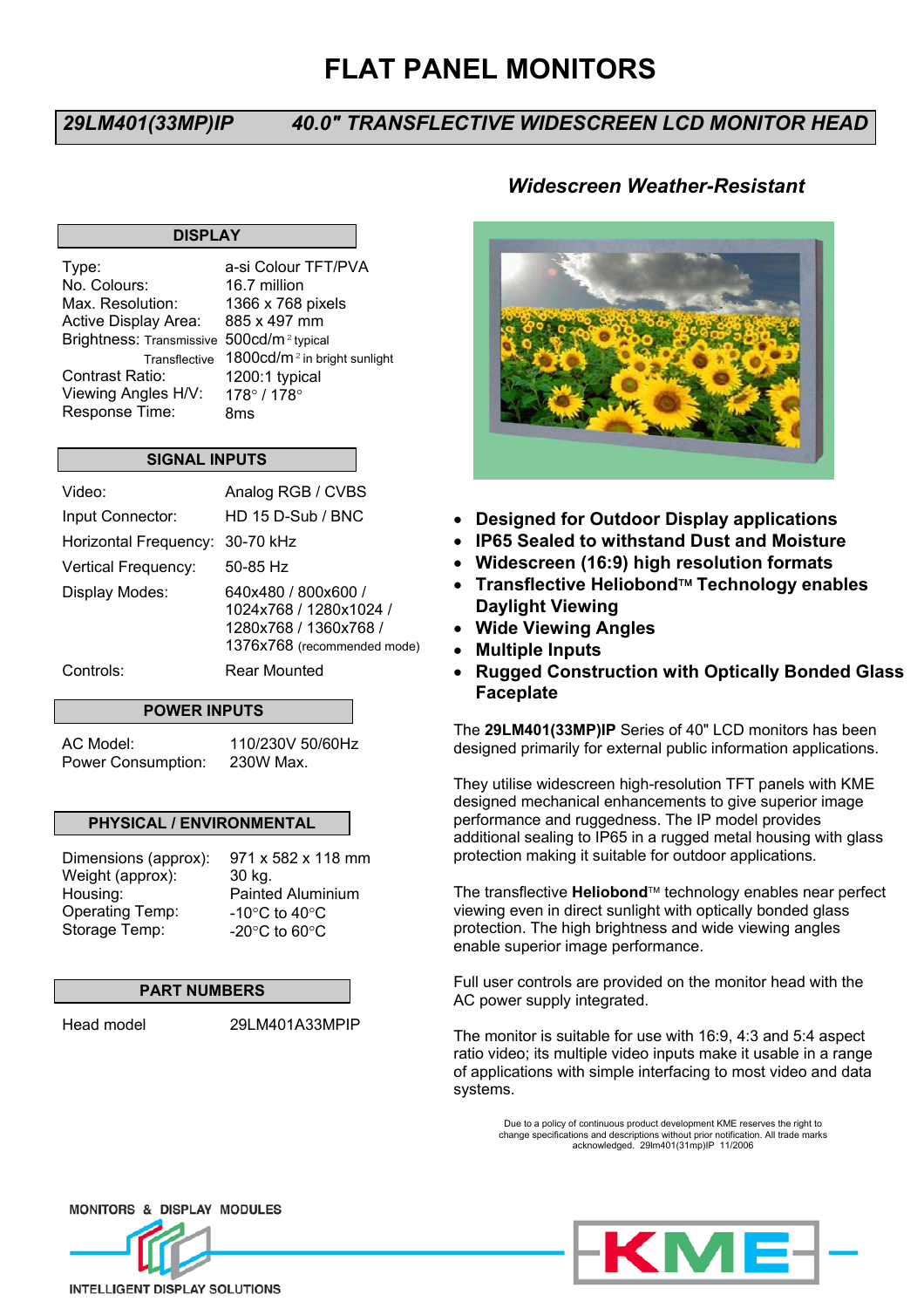# FLAT PANEL MONITORS

## *29LM401(33MP)IP — 40.0" TRANSFLECTIVE WIDESCREEN LCD MONITOR HEAD*

### *Widescreen Weather-Resistant*

### DISPLAY

| | |
|---|---|
| Type: | a-si Colour TFT/PVA |
| No. Colours: | 16.7 million |
| Max. Resolution: | 1366 x 768 pixels |
| Active Display Area: | 885 x 497 mm |
| Brightness: Transmissive | 500cd/m² typical |
| Transflective | 1800cd/m² in bright sunlight |
| Contrast Ratio: | 1200:1 typical |
| Viewing Angles H/V: | 178° / 178° |
| Response Time: | 8ms |

### SIGNAL INPUTS

| | |
|---|---|
| Video: | Analog RGB / CVBS |
| Input Connector: | HD 15 D-Sub / BNC |
| Horizontal Frequency: | 30-70 kHz |
| Vertical Frequency: | 50-85 Hz |
| Display Modes: | 640x480 / 800x600 / 1024x768 / 1280x1024 / 1280x768 / 1360x768 / 1376x768 (recommended mode) |
| Controls: | Rear Mounted |

### POWER INPUTS

| | |
|---|---|
| AC Model: | 110/230V 50/60Hz |
| Power Consumption: | 230W Max. |

### PHYSICAL / ENVIRONMENTAL

| | |
|---|---|
| Dimensions (approx): | 971 x 582 x 118 mm |
| Weight (approx): | 30 kg. |
| Housing: | Painted Aluminium |
| Operating Temp: | -10°C to 40°C |
| Storage Temp: | -20°C to 60°C |

### PART NUMBERS

| | |
|---|---|
| Head model | 29LM401A33MPIP |

- **Designed for Outdoor Display applications**
- **IP65 Sealed to withstand Dust and Moisture**
- **Widescreen (16:9) high resolution formats**
- **Transflective Heliobond™ Technology enables Daylight Viewing**
- **Wide Viewing Angles**
- **Multiple Inputs**
- **Rugged Construction with Optically Bonded Glass Faceplate**

The **29LM401(33MP)IP** Series of 40" LCD monitors has been designed primarily for external public information applications.

They utilise widescreen high-resolution TFT panels with KME designed mechanical enhancements to give superior image performance and ruggedness. The IP model provides additional sealing to IP65 in a rugged metal housing with glass protection making it suitable for outdoor applications.

The transflective **Heliobond**™ technology enables near perfect viewing even in direct sunlight with optically bonded glass protection. The high brightness and wide viewing angles enable superior image performance.

Full user controls are provided on the monitor head with the AC power supply integrated.

The monitor is suitable for use with 16:9, 4:3 and 5:4 aspect ratio video; its multiple video inputs make it usable in a range of applications with simple interfacing to most video and data systems.

Due to a policy of continuous product development KME reserves the right to change specifications and descriptions without prior notification. All trade marks acknowledged. 29lm401(31mp)IP 11/2006

MONITORS & DISPLAY MODULES

INTELLIGENT DISPLAY SOLUTIONS

KME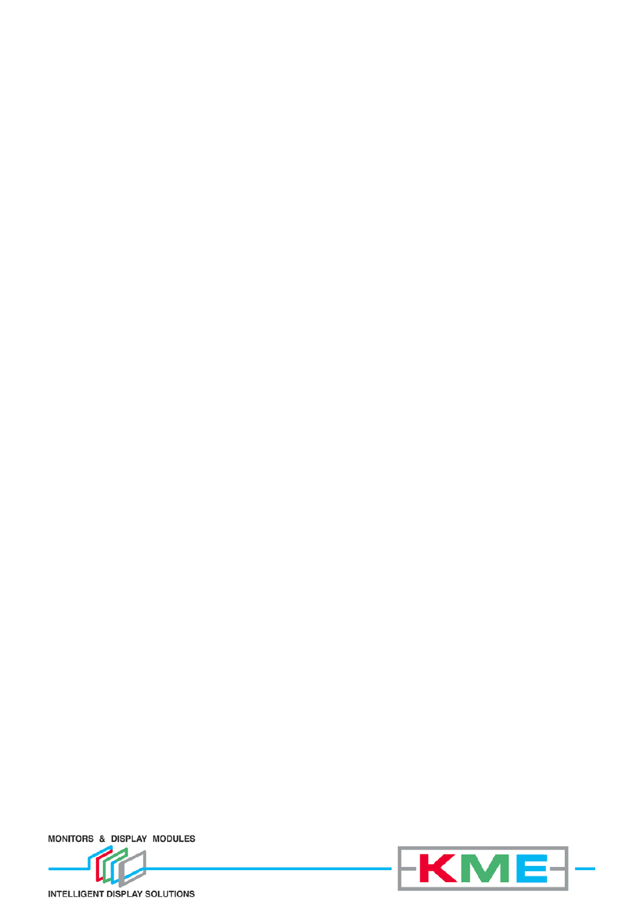MONITORS & DISPLAY MODULES

INTELLIGENT DISPLAY SOLUTIONS

KME